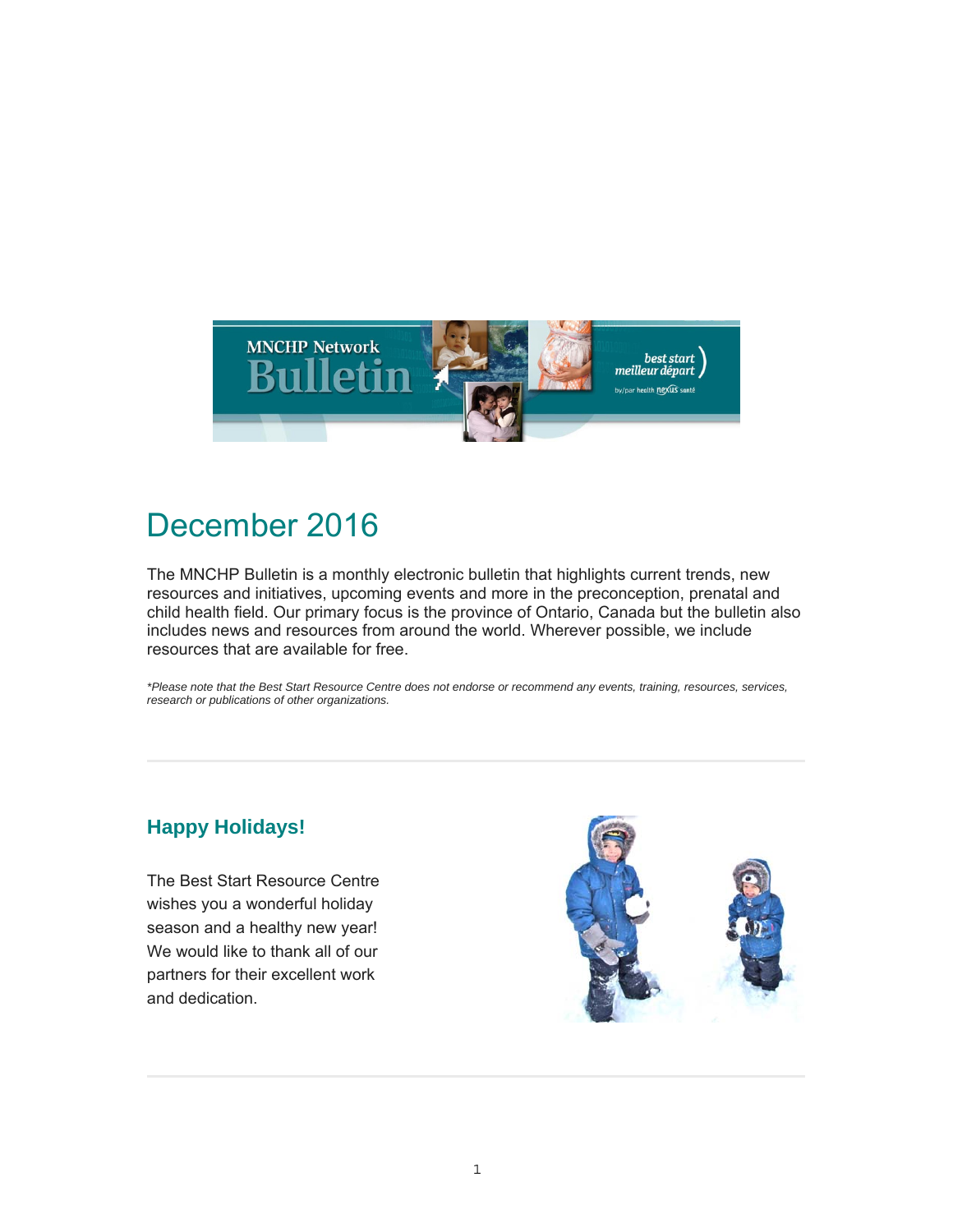# December 2016

The MNCHP Bulletin is a monthly electronic bulletin that highlights current trends, new resources and initiatives, upcoming events and more in the preconception, prenatal and child health field. Our primary focus is the province of Ontario, Canada but the bulletin also includes news and resources from around the world. Wherever possible, we include resources that are available for free.

*\*Please note that the Best Start Resource Centre does not endorse or recommend any events, training, resources, services, research or publications of other organizations.*

---

## Happy Holidays!

The Best Start Resource Centre wishes you a wonderful holiday season and a healthy new year! We would like to thank all of our partners for their excellent work and dedication.

---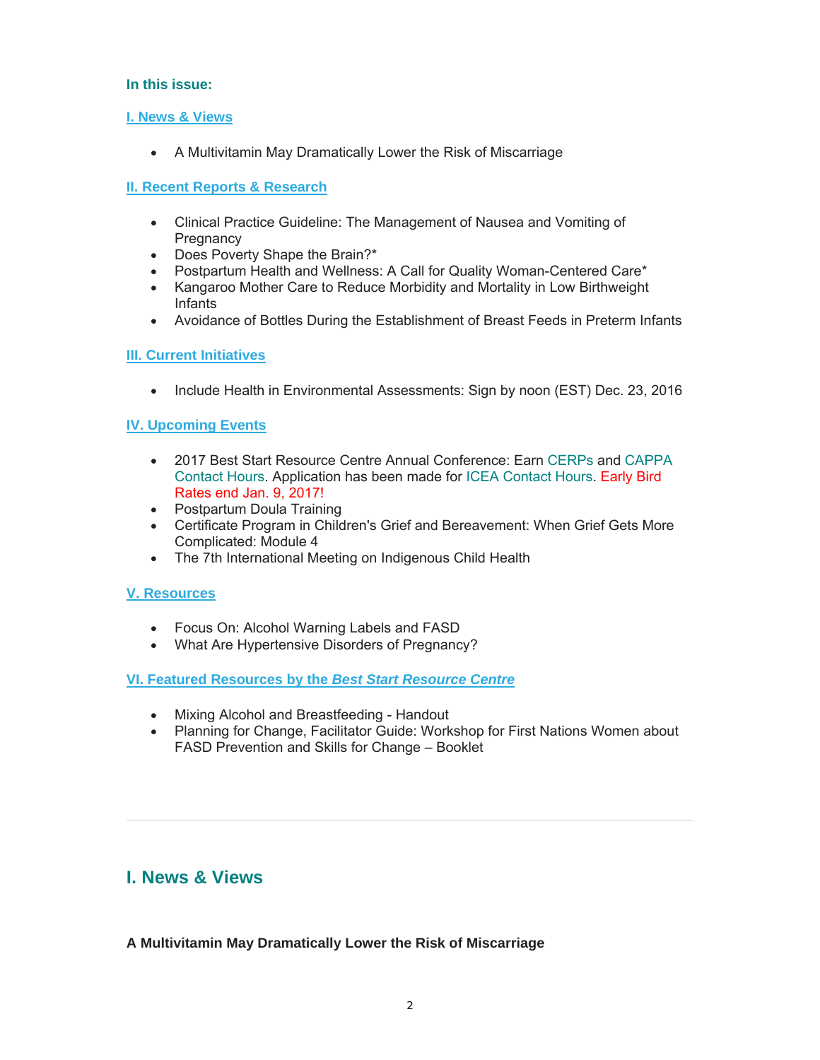**In this issue:**

**I. News & Views**

- A Multivitamin May Dramatically Lower the Risk of Miscarriage

**II. Recent Reports & Research**

- Clinical Practice Guideline: The Management of Nausea and Vomiting of Pregnancy
- Does Poverty Shape the Brain?*
- Postpartum Health and Wellness: A Call for Quality Woman-Centered Care*
- Kangaroo Mother Care to Reduce Morbidity and Mortality in Low Birthweight Infants
- Avoidance of Bottles During the Establishment of Breast Feeds in Preterm Infants

**III. Current Initiatives**

- Include Health in Environmental Assessments: Sign by noon (EST) Dec. 23, 2016

**IV. Upcoming Events**

- 2017 Best Start Resource Centre Annual Conference: Earn CERPs and CAPPA Contact Hours. Application has been made for ICEA Contact Hours. Early Bird Rates end Jan. 9, 2017!
- Postpartum Doula Training
- Certificate Program in Children's Grief and Bereavement: When Grief Gets More Complicated: Module 4
- The 7th International Meeting on Indigenous Child Health

**V. Resources**

- Focus On: Alcohol Warning Labels and FASD
- What Are Hypertensive Disorders of Pregnancy?

**VI. Featured Resources by the *Best Start Resource Centre***

- Mixing Alcohol and Breastfeeding - Handout
- Planning for Change, Facilitator Guide: Workshop for First Nations Women about FASD Prevention and Skills for Change – Booklet

---

## I. News & Views

**A Multivitamin May Dramatically Lower the Risk of Miscarriage**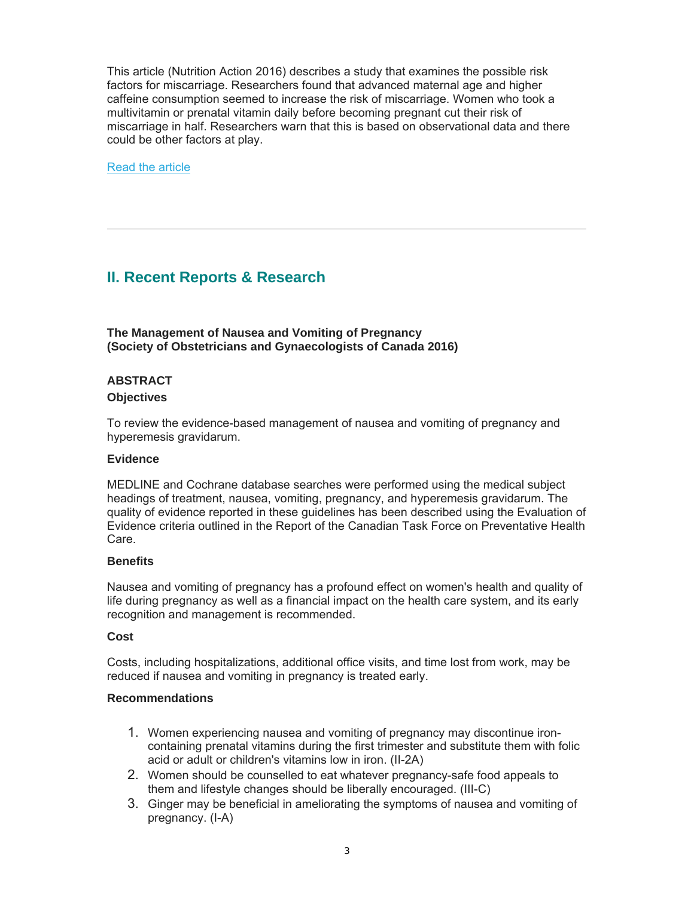This article (Nutrition Action 2016) describes a study that examines the possible risk factors for miscarriage. Researchers found that advanced maternal age and higher caffeine consumption seemed to increase the risk of miscarriage. Women who took a multivitamin or prenatal vitamin daily before becoming pregnant cut their risk of miscarriage in half. Researchers warn that this is based on observational data and there could be other factors at play.

Read the article

---

## II. Recent Reports & Research

**The Management of Nausea and Vomiting of Pregnancy (Society of Obstetricians and Gynaecologists of Canada 2016)**

**ABSTRACT**

**Objectives**

To review the evidence-based management of nausea and vomiting of pregnancy and hyperemesis gravidarum.

**Evidence**

MEDLINE and Cochrane database searches were performed using the medical subject headings of treatment, nausea, vomiting, pregnancy, and hyperemesis gravidarum. The quality of evidence reported in these guidelines has been described using the Evaluation of Evidence criteria outlined in the Report of the Canadian Task Force on Preventative Health Care.

**Benefits**

Nausea and vomiting of pregnancy has a profound effect on women's health and quality of life during pregnancy as well as a financial impact on the health care system, and its early recognition and management is recommended.

**Cost**

Costs, including hospitalizations, additional office visits, and time lost from work, may be reduced if nausea and vomiting in pregnancy is treated early.

**Recommendations**

1. Women experiencing nausea and vomiting of pregnancy may discontinue iron-containing prenatal vitamins during the first trimester and substitute them with folic acid or adult or children's vitamins low in iron. (II-2A)
2. Women should be counselled to eat whatever pregnancy-safe food appeals to them and lifestyle changes should be liberally encouraged. (III-C)
3. Ginger may be beneficial in ameliorating the symptoms of nausea and vomiting of pregnancy. (I-A)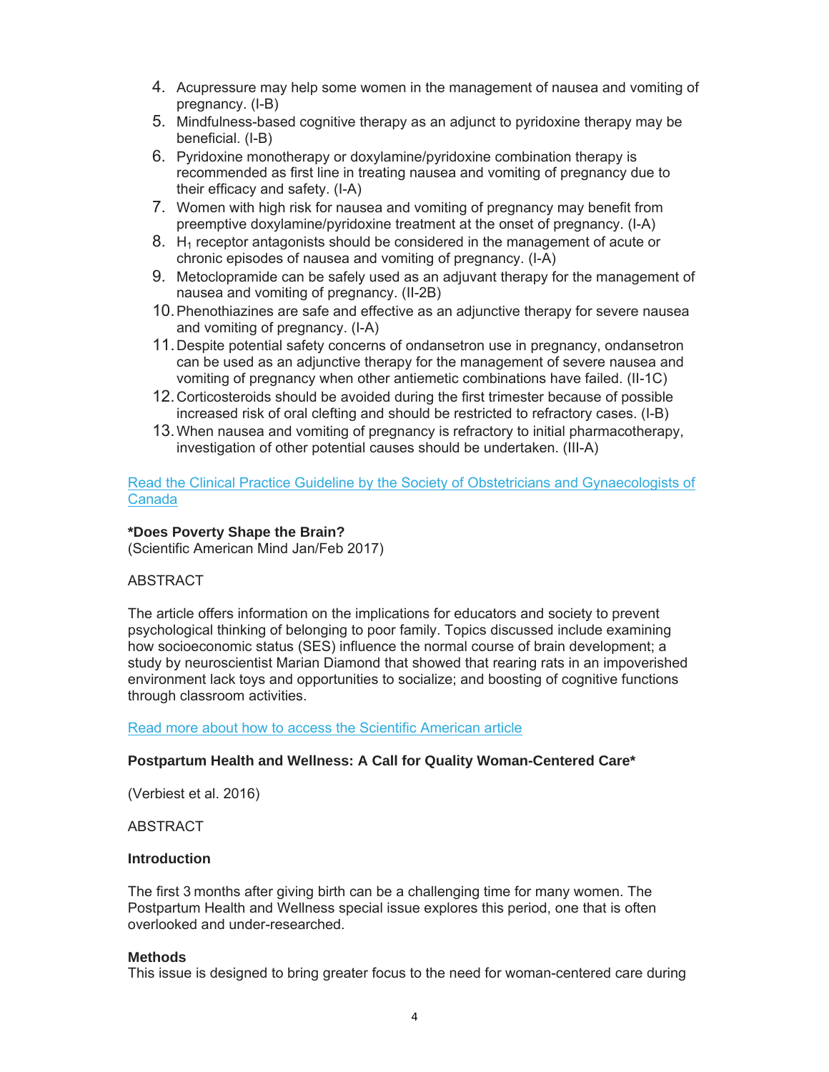4. Acupressure may help some women in the management of nausea and vomiting of pregnancy. (I-B)
5. Mindfulness-based cognitive therapy as an adjunct to pyridoxine therapy may be beneficial. (I-B)
6. Pyridoxine monotherapy or doxylamine/pyridoxine combination therapy is recommended as first line in treating nausea and vomiting of pregnancy due to their efficacy and safety. (I-A)
7. Women with high risk for nausea and vomiting of pregnancy may benefit from preemptive doxylamine/pyridoxine treatment at the onset of pregnancy. (I-A)
8. $H_1$ receptor antagonists should be considered in the management of acute or chronic episodes of nausea and vomiting of pregnancy. (I-A)
9. Metoclopramide can be safely used as an adjuvant therapy for the management of nausea and vomiting of pregnancy. (II-2B)
10. Phenothiazines are safe and effective as an adjunctive therapy for severe nausea and vomiting of pregnancy. (I-A)
11. Despite potential safety concerns of ondansetron use in pregnancy, ondansetron can be used as an adjunctive therapy for the management of severe nausea and vomiting of pregnancy when other antiemetic combinations have failed. (II-1C)
12. Corticosteroids should be avoided during the first trimester because of possible increased risk of oral clefting and should be restricted to refractory cases. (I-B)
13. When nausea and vomiting of pregnancy is refractory to initial pharmacotherapy, investigation of other potential causes should be undertaken. (III-A)

[Read the Clinical Practice Guideline by the Society of Obstetricians and Gynaecologists of Canada]()

**\*Does Poverty Shape the Brain?**
(Scientific American Mind Jan/Feb 2017)

ABSTRACT

The article offers information on the implications for educators and society to prevent psychological thinking of belonging to poor family. Topics discussed include examining how socioeconomic status (SES) influence the normal course of brain development; a study by neuroscientist Marian Diamond that showed that rearing rats in an impoverished environment lack toys and opportunities to socialize; and boosting of cognitive functions through classroom activities.

[Read more about how to access the Scientific American article]()

**Postpartum Health and Wellness: A Call for Quality Woman-Centered Care\***

(Verbiest et al. 2016)

ABSTRACT

**Introduction**

The first 3 months after giving birth can be a challenging time for many women. The Postpartum Health and Wellness special issue explores this period, one that is often overlooked and under-researched.

**Methods**
This issue is designed to bring greater focus to the need for woman-centered care during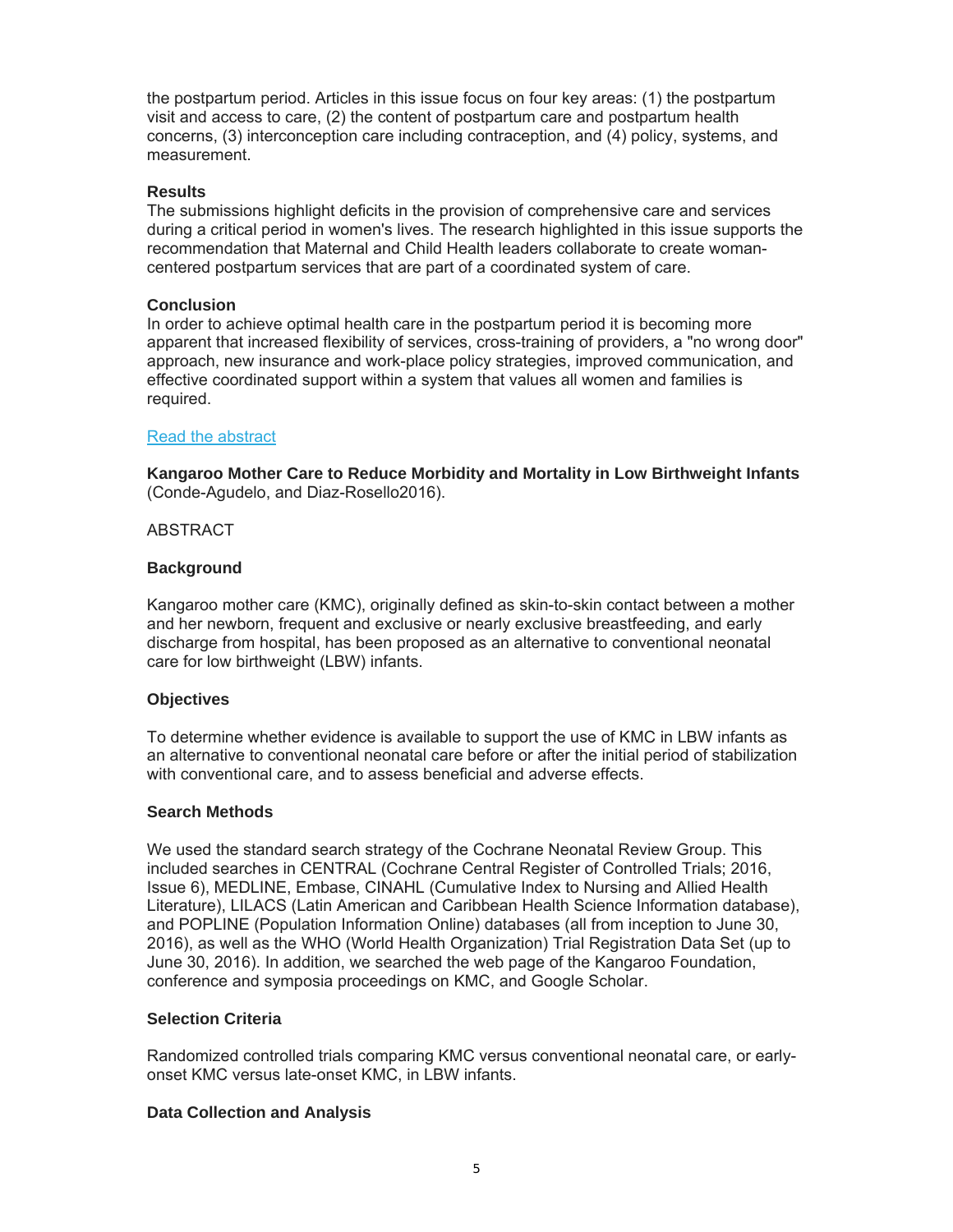the postpartum period. Articles in this issue focus on four key areas: (1) the postpartum visit and access to care, (2) the content of postpartum care and postpartum health concerns, (3) interconception care including contraception, and (4) policy, systems, and measurement.

**Results**

The submissions highlight deficits in the provision of comprehensive care and services during a critical period in women's lives. The research highlighted in this issue supports the recommendation that Maternal and Child Health leaders collaborate to create woman-centered postpartum services that are part of a coordinated system of care.

**Conclusion**

In order to achieve optimal health care in the postpartum period it is becoming more apparent that increased flexibility of services, cross-training of providers, a "no wrong door" approach, new insurance and work-place policy strategies, improved communication, and effective coordinated support within a system that values all women and families is required.

Read the abstract

**Kangaroo Mother Care to Reduce Morbidity and Mortality in Low Birthweight Infants** (Conde-Agudelo, and Diaz-Rosello2016).

ABSTRACT

**Background**

Kangaroo mother care (KMC), originally defined as skin-to-skin contact between a mother and her newborn, frequent and exclusive or nearly exclusive breastfeeding, and early discharge from hospital, has been proposed as an alternative to conventional neonatal care for low birthweight (LBW) infants.

**Objectives**

To determine whether evidence is available to support the use of KMC in LBW infants as an alternative to conventional neonatal care before or after the initial period of stabilization with conventional care, and to assess beneficial and adverse effects.

**Search Methods**

We used the standard search strategy of the Cochrane Neonatal Review Group. This included searches in CENTRAL (Cochrane Central Register of Controlled Trials; 2016, Issue 6), MEDLINE, Embase, CINAHL (Cumulative Index to Nursing and Allied Health Literature), LILACS (Latin American and Caribbean Health Science Information database), and POPLINE (Population Information Online) databases (all from inception to June 30, 2016), as well as the WHO (World Health Organization) Trial Registration Data Set (up to June 30, 2016). In addition, we searched the web page of the Kangaroo Foundation, conference and symposia proceedings on KMC, and Google Scholar.

**Selection Criteria**

Randomized controlled trials comparing KMC versus conventional neonatal care, or early-onset KMC versus late-onset KMC, in LBW infants.

**Data Collection and Analysis**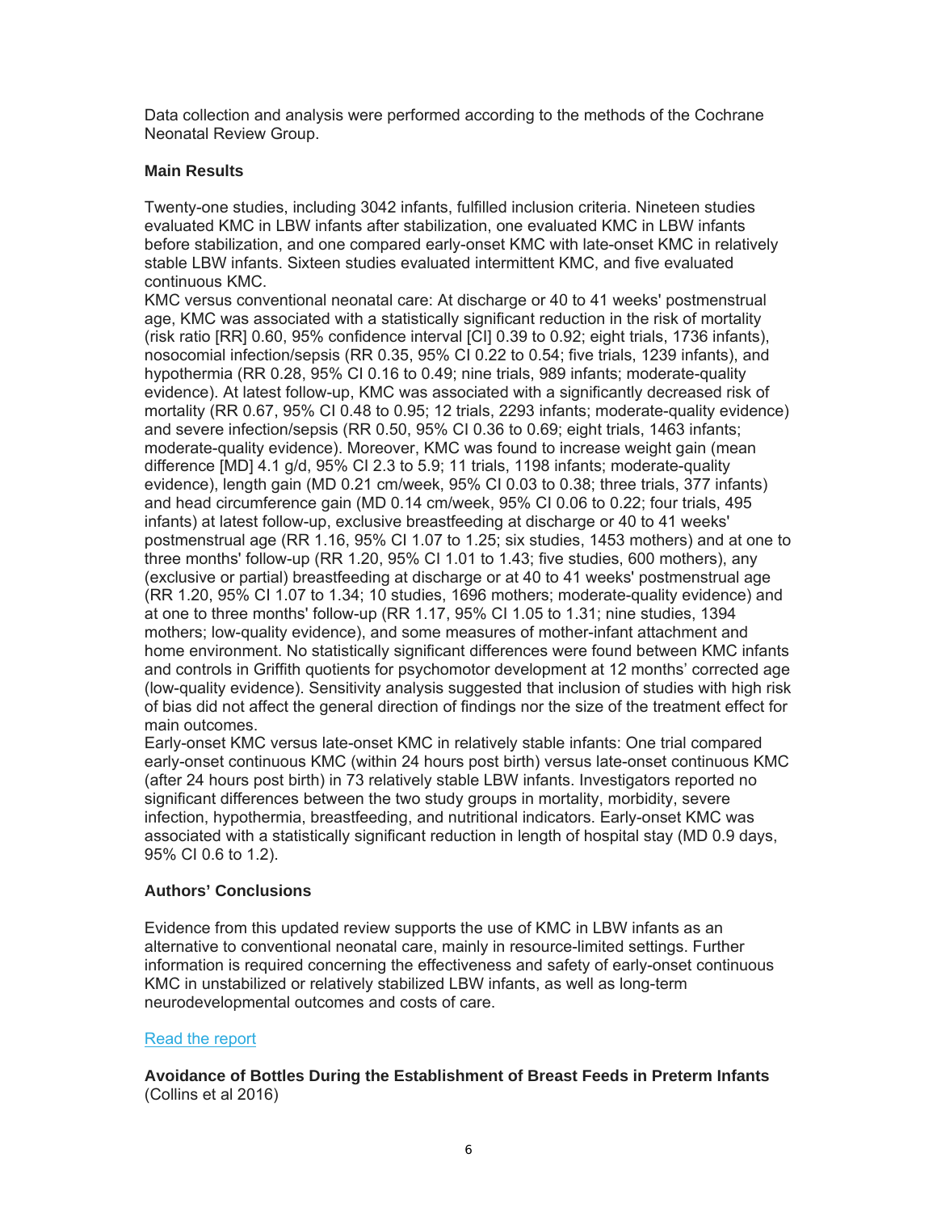Data collection and analysis were performed according to the methods of the Cochrane Neonatal Review Group.

**Main Results**

Twenty-one studies, including 3042 infants, fulfilled inclusion criteria. Nineteen studies evaluated KMC in LBW infants after stabilization, one evaluated KMC in LBW infants before stabilization, and one compared early-onset KMC with late-onset KMC in relatively stable LBW infants. Sixteen studies evaluated intermittent KMC, and five evaluated continuous KMC.

KMC versus conventional neonatal care: At discharge or 40 to 41 weeks' postmenstrual age, KMC was associated with a statistically significant reduction in the risk of mortality (risk ratio [RR] 0.60, 95% confidence interval [CI] 0.39 to 0.92; eight trials, 1736 infants), nosocomial infection/sepsis (RR 0.35, 95% CI 0.22 to 0.54; five trials, 1239 infants), and hypothermia (RR 0.28, 95% CI 0.16 to 0.49; nine trials, 989 infants; moderate-quality evidence). At latest follow-up, KMC was associated with a significantly decreased risk of mortality (RR 0.67, 95% CI 0.48 to 0.95; 12 trials, 2293 infants; moderate-quality evidence) and severe infection/sepsis (RR 0.50, 95% CI 0.36 to 0.69; eight trials, 1463 infants; moderate-quality evidence). Moreover, KMC was found to increase weight gain (mean difference [MD] 4.1 g/d, 95% CI 2.3 to 5.9; 11 trials, 1198 infants; moderate-quality evidence), length gain (MD 0.21 cm/week, 95% CI 0.03 to 0.38; three trials, 377 infants) and head circumference gain (MD 0.14 cm/week, 95% CI 0.06 to 0.22; four trials, 495 infants) at latest follow-up, exclusive breastfeeding at discharge or 40 to 41 weeks' postmenstrual age (RR 1.16, 95% CI 1.07 to 1.25; six studies, 1453 mothers) and at one to three months' follow-up (RR 1.20, 95% CI 1.01 to 1.43; five studies, 600 mothers), any (exclusive or partial) breastfeeding at discharge or at 40 to 41 weeks' postmenstrual age (RR 1.20, 95% CI 1.07 to 1.34; 10 studies, 1696 mothers; moderate-quality evidence) and at one to three months' follow-up (RR 1.17, 95% CI 1.05 to 1.31; nine studies, 1394 mothers; low-quality evidence), and some measures of mother-infant attachment and home environment. No statistically significant differences were found between KMC infants and controls in Griffith quotients for psychomotor development at 12 months' corrected age (low-quality evidence). Sensitivity analysis suggested that inclusion of studies with high risk of bias did not affect the general direction of findings nor the size of the treatment effect for main outcomes.

Early-onset KMC versus late-onset KMC in relatively stable infants: One trial compared early-onset continuous KMC (within 24 hours post birth) versus late-onset continuous KMC (after 24 hours post birth) in 73 relatively stable LBW infants. Investigators reported no significant differences between the two study groups in mortality, morbidity, severe infection, hypothermia, breastfeeding, and nutritional indicators. Early-onset KMC was associated with a statistically significant reduction in length of hospital stay (MD 0.9 days, 95% CI 0.6 to 1.2).

**Authors' Conclusions**

Evidence from this updated review supports the use of KMC in LBW infants as an alternative to conventional neonatal care, mainly in resource-limited settings. Further information is required concerning the effectiveness and safety of early-onset continuous KMC in unstabilized or relatively stabilized LBW infants, as well as long-term neurodevelopmental outcomes and costs of care.

Read the report

**Avoidance of Bottles During the Establishment of Breast Feeds in Preterm Infants** (Collins et al 2016)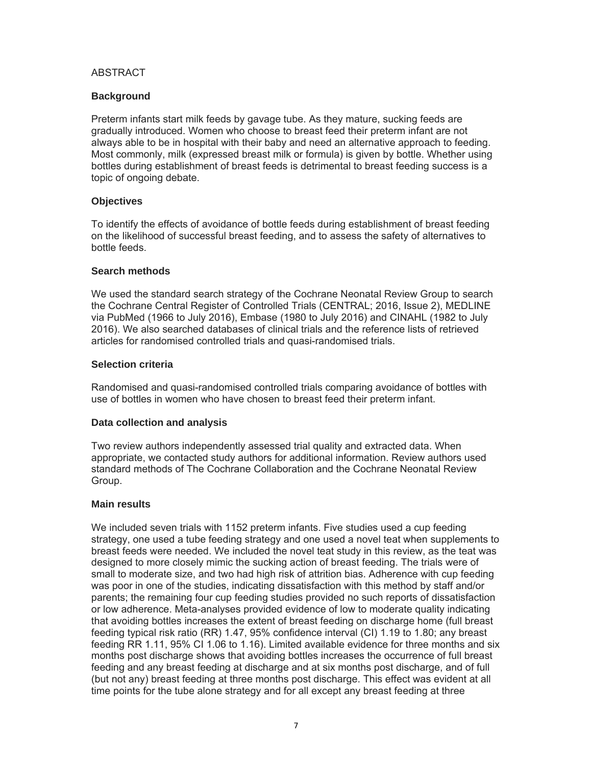ABSTRACT

### Background

Preterm infants start milk feeds by gavage tube. As they mature, sucking feeds are gradually introduced. Women who choose to breast feed their preterm infant are not always able to be in hospital with their baby and need an alternative approach to feeding. Most commonly, milk (expressed breast milk or formula) is given by bottle. Whether using bottles during establishment of breast feeds is detrimental to breast feeding success is a topic of ongoing debate.

### Objectives

To identify the effects of avoidance of bottle feeds during establishment of breast feeding on the likelihood of successful breast feeding, and to assess the safety of alternatives to bottle feeds.

### Search methods

We used the standard search strategy of the Cochrane Neonatal Review Group to search the Cochrane Central Register of Controlled Trials (CENTRAL; 2016, Issue 2), MEDLINE via PubMed (1966 to July 2016), Embase (1980 to July 2016) and CINAHL (1982 to July 2016). We also searched databases of clinical trials and the reference lists of retrieved articles for randomised controlled trials and quasi-randomised trials.

### Selection criteria

Randomised and quasi-randomised controlled trials comparing avoidance of bottles with use of bottles in women who have chosen to breast feed their preterm infant.

### Data collection and analysis

Two review authors independently assessed trial quality and extracted data. When appropriate, we contacted study authors for additional information. Review authors used standard methods of The Cochrane Collaboration and the Cochrane Neonatal Review Group.

### Main results

We included seven trials with 1152 preterm infants. Five studies used a cup feeding strategy, one used a tube feeding strategy and one used a novel teat when supplements to breast feeds were needed. We included the novel teat study in this review, as the teat was designed to more closely mimic the sucking action of breast feeding. The trials were of small to moderate size, and two had high risk of attrition bias. Adherence with cup feeding was poor in one of the studies, indicating dissatisfaction with this method by staff and/or parents; the remaining four cup feeding studies provided no such reports of dissatisfaction or low adherence. Meta-analyses provided evidence of low to moderate quality indicating that avoiding bottles increases the extent of breast feeding on discharge home (full breast feeding typical risk ratio (RR) 1.47, 95% confidence interval (CI) 1.19 to 1.80; any breast feeding RR 1.11, 95% CI 1.06 to 1.16). Limited available evidence for three months and six months post discharge shows that avoiding bottles increases the occurrence of full breast feeding and any breast feeding at discharge and at six months post discharge, and of full (but not any) breast feeding at three months post discharge. This effect was evident at all time points for the tube alone strategy and for all except any breast feeding at three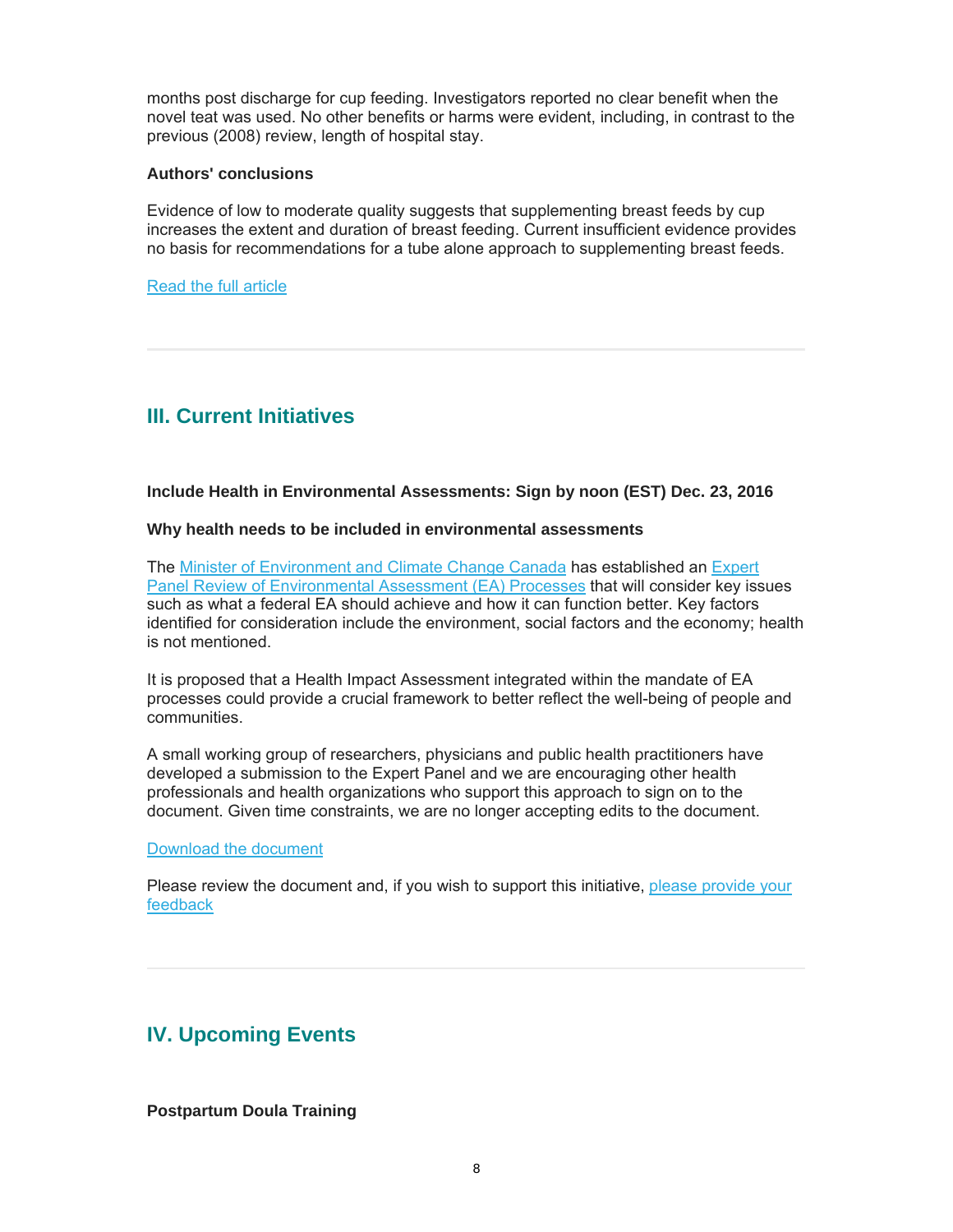months post discharge for cup feeding. Investigators reported no clear benefit when the novel teat was used. No other benefits or harms were evident, including, in contrast to the previous (2008) review, length of hospital stay.

**Authors' conclusions**

Evidence of low to moderate quality suggests that supplementing breast feeds by cup increases the extent and duration of breast feeding. Current insufficient evidence provides no basis for recommendations for a tube alone approach to supplementing breast feeds.

Read the full article

---

## III. Current Initiatives

**Include Health in Environmental Assessments: Sign by noon (EST) Dec. 23, 2016**

**Why health needs to be included in environmental assessments**

The Minister of Environment and Climate Change Canada has established an Expert Panel Review of Environmental Assessment (EA) Processes that will consider key issues such as what a federal EA should achieve and how it can function better. Key factors identified for consideration include the environment, social factors and the economy; health is not mentioned.

It is proposed that a Health Impact Assessment integrated within the mandate of EA processes could provide a crucial framework to better reflect the well-being of people and communities.

A small working group of researchers, physicians and public health practitioners have developed a submission to the Expert Panel and we are encouraging other health professionals and health organizations who support this approach to sign on to the document. Given time constraints, we are no longer accepting edits to the document.

Download the document

Please review the document and, if you wish to support this initiative, please provide your feedback

---

## IV. Upcoming Events

**Postpartum Doula Training**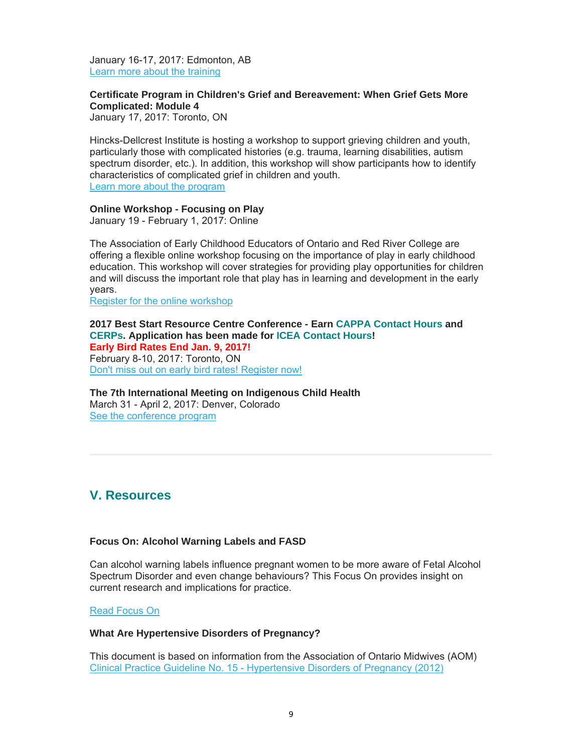January 16-17, 2017: Edmonton, AB
Learn more about the training

**Certificate Program in Children's Grief and Bereavement: When Grief Gets More Complicated: Module 4**
January 17, 2017: Toronto, ON

Hincks-Dellcrest Institute is hosting a workshop to support grieving children and youth, particularly those with complicated histories (e.g. trauma, learning disabilities, autism spectrum disorder, etc.). In addition, this workshop will show participants how to identify characteristics of complicated grief in children and youth.
Learn more about the program

**Online Workshop - Focusing on Play**
January 19 - February 1, 2017: Online

The Association of Early Childhood Educators of Ontario and Red River College are offering a flexible online workshop focusing on the importance of play in early childhood education. This workshop will cover strategies for providing play opportunities for children and will discuss the important role that play has in learning and development in the early years.
Register for the online workshop

**2017 Best Start Resource Centre Conference - Earn CAPPA Contact Hours and CERPs. Application has been made for ICEA Contact Hours!**
**Early Bird Rates End Jan. 9, 2017!**
February 8-10, 2017: Toronto, ON
Don't miss out on early bird rates! Register now!

**The 7th International Meeting on Indigenous Child Health**
March 31 - April 2, 2017: Denver, Colorado
See the conference program

---

## V. Resources

**Focus On: Alcohol Warning Labels and FASD**

Can alcohol warning labels influence pregnant women to be more aware of Fetal Alcohol Spectrum Disorder and even change behaviours? This Focus On provides insight on current research and implications for practice.

Read Focus On

**What Are Hypertensive Disorders of Pregnancy?**

This document is based on information from the Association of Ontario Midwives (AOM) Clinical Practice Guideline No. 15 - Hypertensive Disorders of Pregnancy (2012)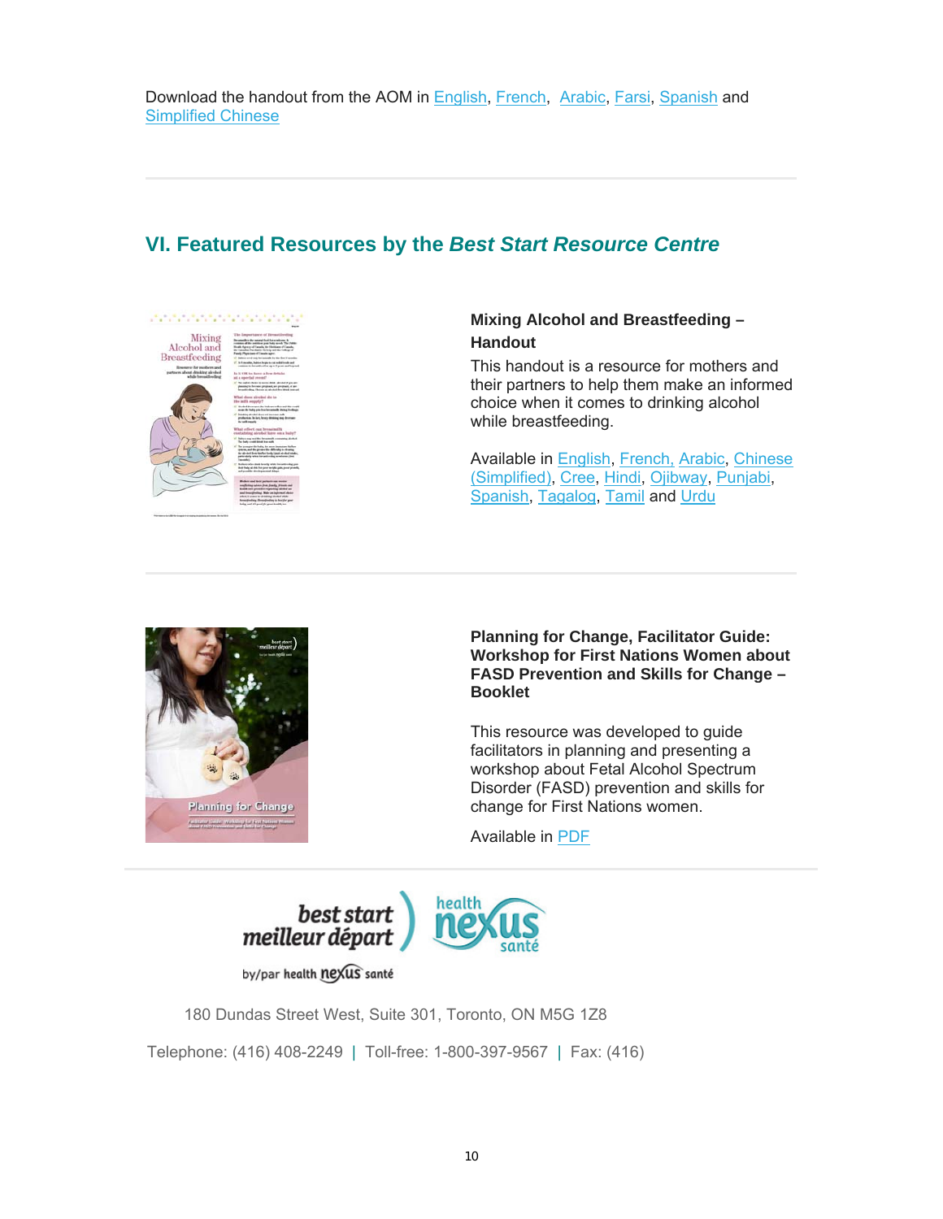Download the handout from the AOM in English, French, Arabic, Farsi, Spanish and Simplified Chinese

---

## VI. Featured Resources by the *Best Start Resource Centre*

### Mixing Alcohol and Breastfeeding – Handout

This handout is a resource for mothers and their partners to help them make an informed choice when it comes to drinking alcohol while breastfeeding.

Available in English, French, Arabic, Chinese (Simplified), Cree, Hindi, Ojibway, Punjabi, Spanish, Tagalog, Tamil and Urdu

---

### Planning for Change, Facilitator Guide: Workshop for First Nations Women about FASD Prevention and Skills for Change – Booklet

This resource was developed to guide facilitators in planning and presenting a workshop about Fetal Alcohol Spectrum Disorder (FASD) prevention and skills for change for First Nations women.

Available in PDF

---

best start meilleur départ by/par health nexus santé

health nexus santé

180 Dundas Street West, Suite 301, Toronto, ON M5G 1Z8

Telephone: (416) 408-2249 | Toll-free: 1-800-397-9567 | Fax: (416)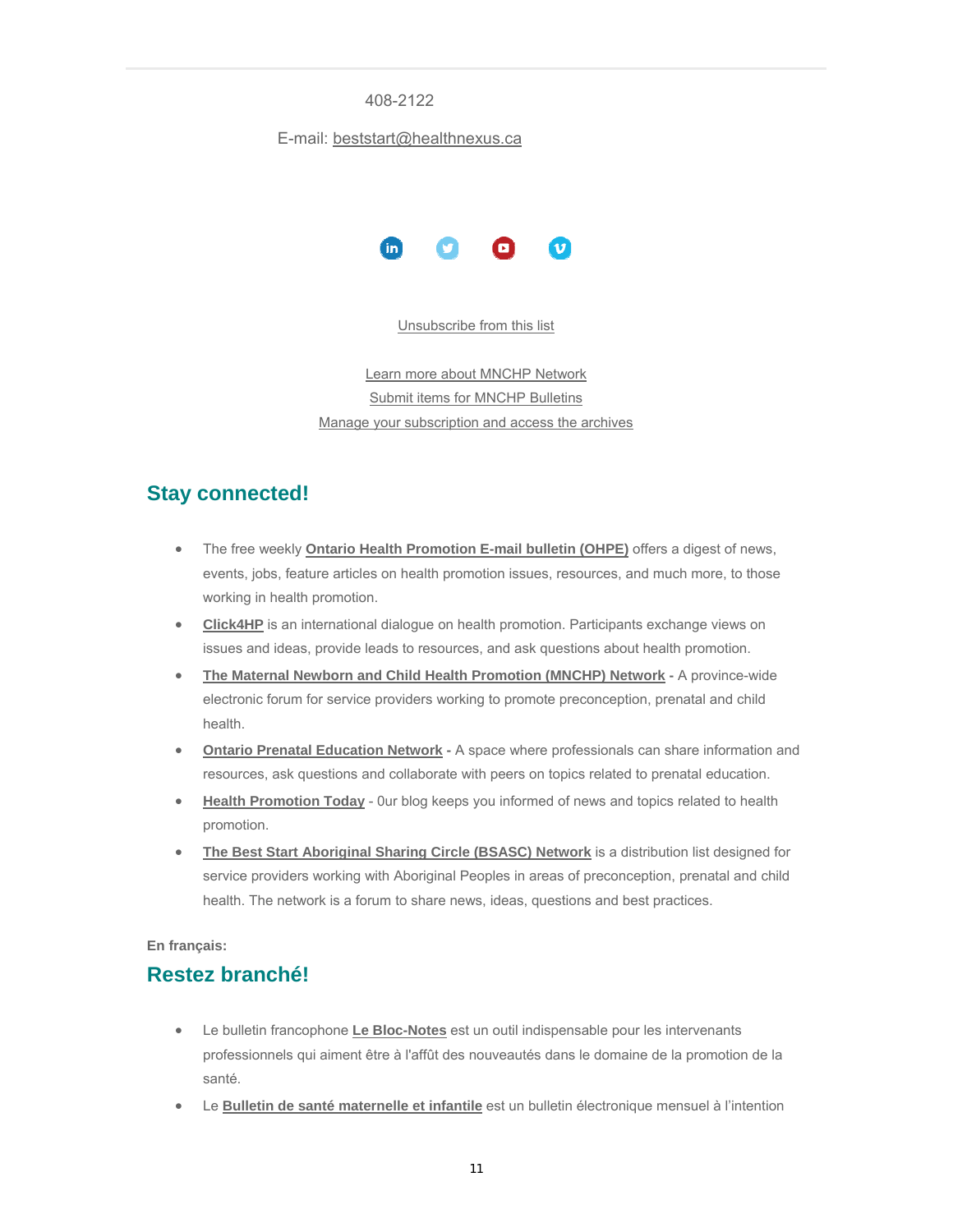408-2122

E-mail: beststart@healthnexus.ca

Unsubscribe from this list

Learn more about MNCHP Network
Submit items for MNCHP Bulletins
Manage your subscription and access the archives

## Stay connected!

- The free weekly **Ontario Health Promotion E-mail bulletin (OHPE)** offers a digest of news, events, jobs, feature articles on health promotion issues, resources, and much more, to those working in health promotion.
- **Click4HP** is an international dialogue on health promotion. Participants exchange views on issues and ideas, provide leads to resources, and ask questions about health promotion.
- **The Maternal Newborn and Child Health Promotion (MNCHP) Network -** A province-wide electronic forum for service providers working to promote preconception, prenatal and child health.
- **Ontario Prenatal Education Network -** A space where professionals can share information and resources, ask questions and collaborate with peers on topics related to prenatal education.
- **Health Promotion Today** - 0ur blog keeps you informed of news and topics related to health promotion.
- **The Best Start Aboriginal Sharing Circle (BSASC) Network** is a distribution list designed for service providers working with Aboriginal Peoples in areas of preconception, prenatal and child health. The network is a forum to share news, ideas, questions and best practices.

**En français:**

## Restez branché!

- Le bulletin francophone **Le Bloc-Notes** est un outil indispensable pour les intervenants professionnels qui aiment être à l'affût des nouveautés dans le domaine de la promotion de la santé.
- Le **Bulletin de santé maternelle et infantile** est un bulletin électronique mensuel à l'intention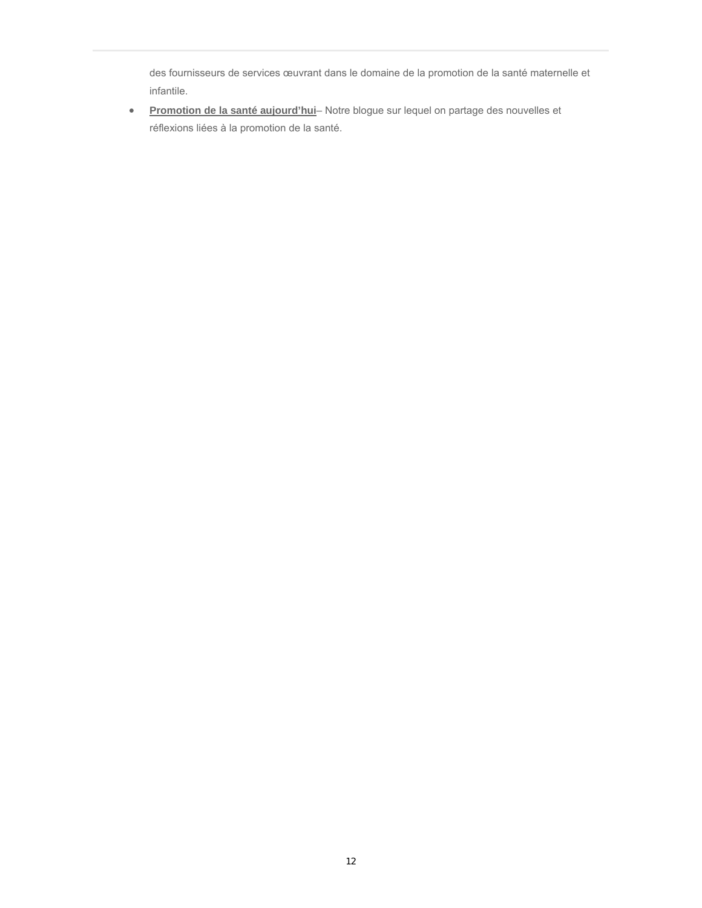des fournisseurs de services œuvrant dans le domaine de la promotion de la santé maternelle et infantile.

- **Promotion de la santé aujourd'hui**– Notre blogue sur lequel on partage des nouvelles et réflexions liées à la promotion de la santé.